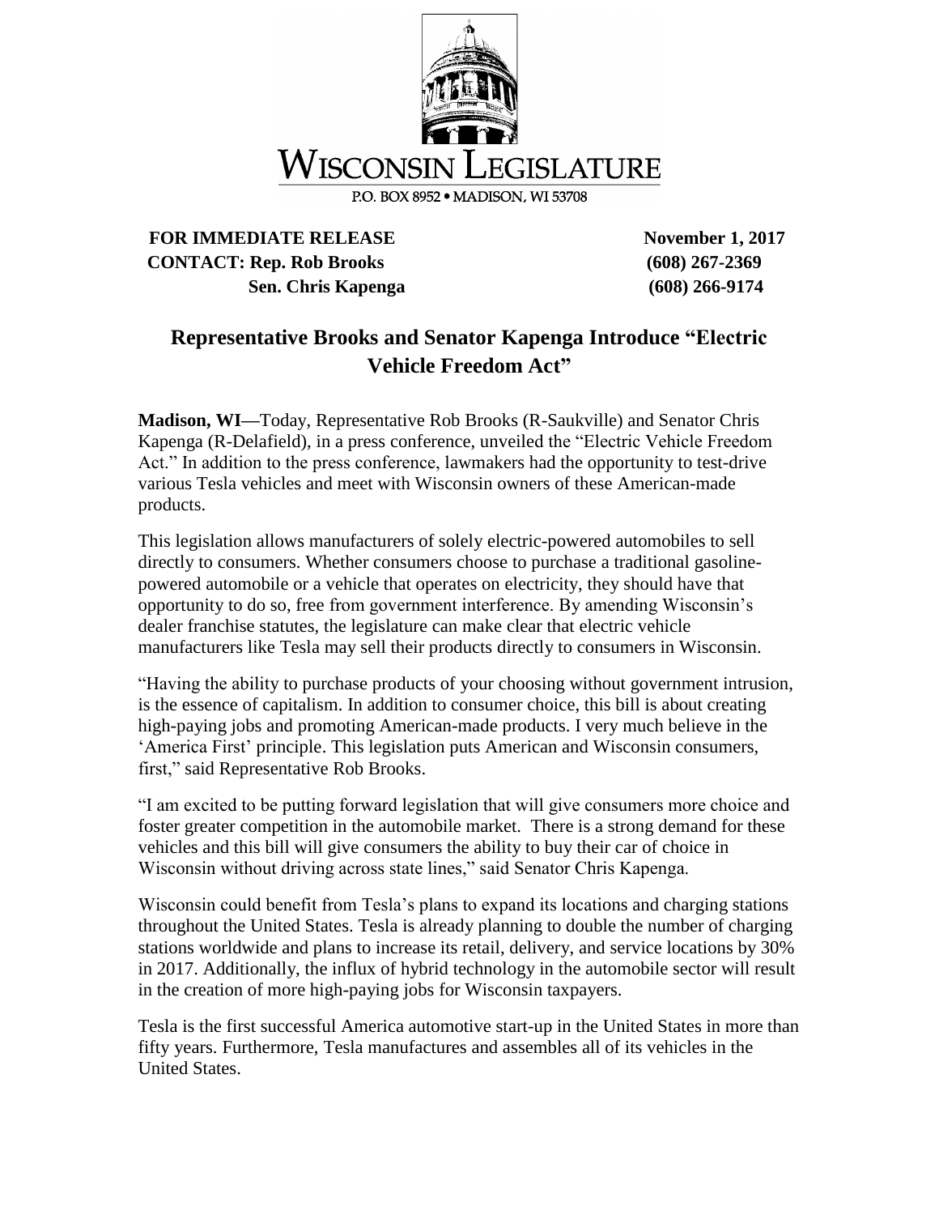WISCONSIN LEGISLATURE

P.O. BOX 8952 • MADISON, WI 53708

**FOR IMMEDIATE RELEASE** **November 1, 2017**

**CONTACT: Rep. Rob Brooks** **(608) 267-2369**

**Sen. Chris Kapenga** **(608) 266-9174**

## Representative Brooks and Senator Kapenga Introduce "Electric Vehicle Freedom Act"

**Madison, WI—**Today, Representative Rob Brooks (R-Saukville) and Senator Chris Kapenga (R-Delafield), in a press conference, unveiled the "Electric Vehicle Freedom Act." In addition to the press conference, lawmakers had the opportunity to test-drive various Tesla vehicles and meet with Wisconsin owners of these American-made products.

This legislation allows manufacturers of solely electric-powered automobiles to sell directly to consumers. Whether consumers choose to purchase a traditional gasoline-powered automobile or a vehicle that operates on electricity, they should have that opportunity to do so, free from government interference. By amending Wisconsin's dealer franchise statutes, the legislature can make clear that electric vehicle manufacturers like Tesla may sell their products directly to consumers in Wisconsin.

"Having the ability to purchase products of your choosing without government intrusion, is the essence of capitalism. In addition to consumer choice, this bill is about creating high-paying jobs and promoting American-made products. I very much believe in the 'America First' principle. This legislation puts American and Wisconsin consumers, first," said Representative Rob Brooks.

"I am excited to be putting forward legislation that will give consumers more choice and foster greater competition in the automobile market. There is a strong demand for these vehicles and this bill will give consumers the ability to buy their car of choice in Wisconsin without driving across state lines," said Senator Chris Kapenga.

Wisconsin could benefit from Tesla's plans to expand its locations and charging stations throughout the United States. Tesla is already planning to double the number of charging stations worldwide and plans to increase its retail, delivery, and service locations by 30% in 2017. Additionally, the influx of hybrid technology in the automobile sector will result in the creation of more high-paying jobs for Wisconsin taxpayers.

Tesla is the first successful America automotive start-up in the United States in more than fifty years. Furthermore, Tesla manufactures and assembles all of its vehicles in the United States.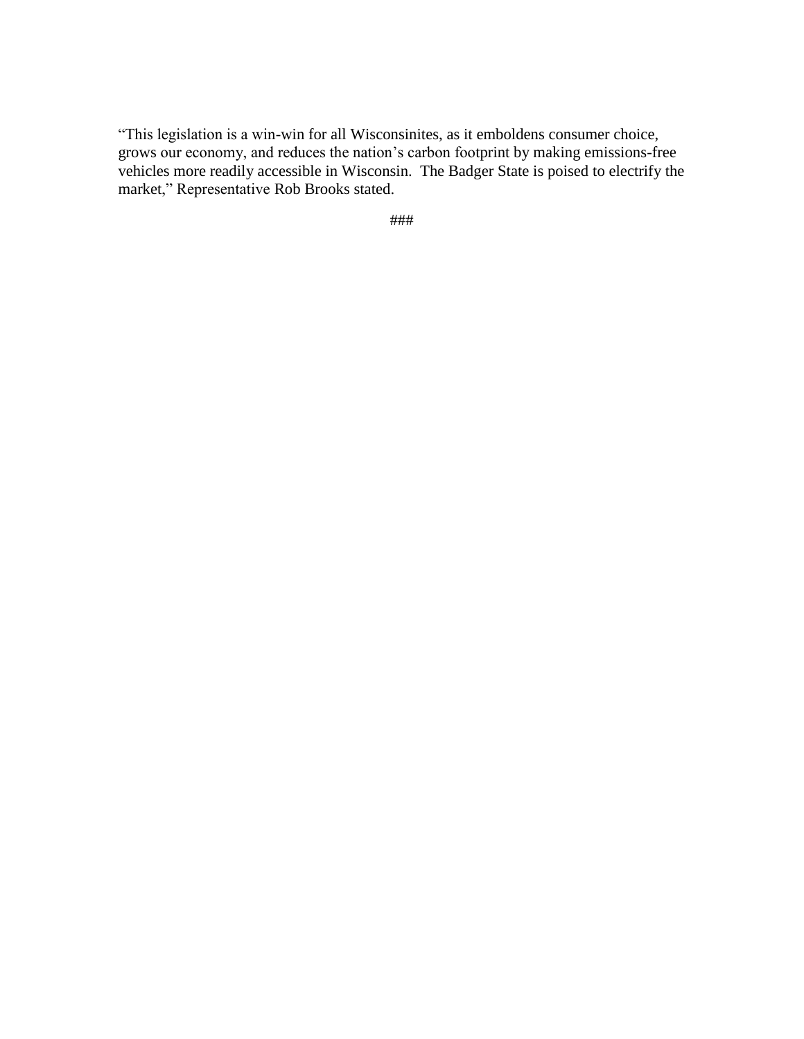"This legislation is a win-win for all Wisconsinites, as it emboldens consumer choice, grows our economy, and reduces the nation's carbon footprint by making emissions-free vehicles more readily accessible in Wisconsin.  The Badger State is poised to electrify the market," Representative Rob Brooks stated.

###